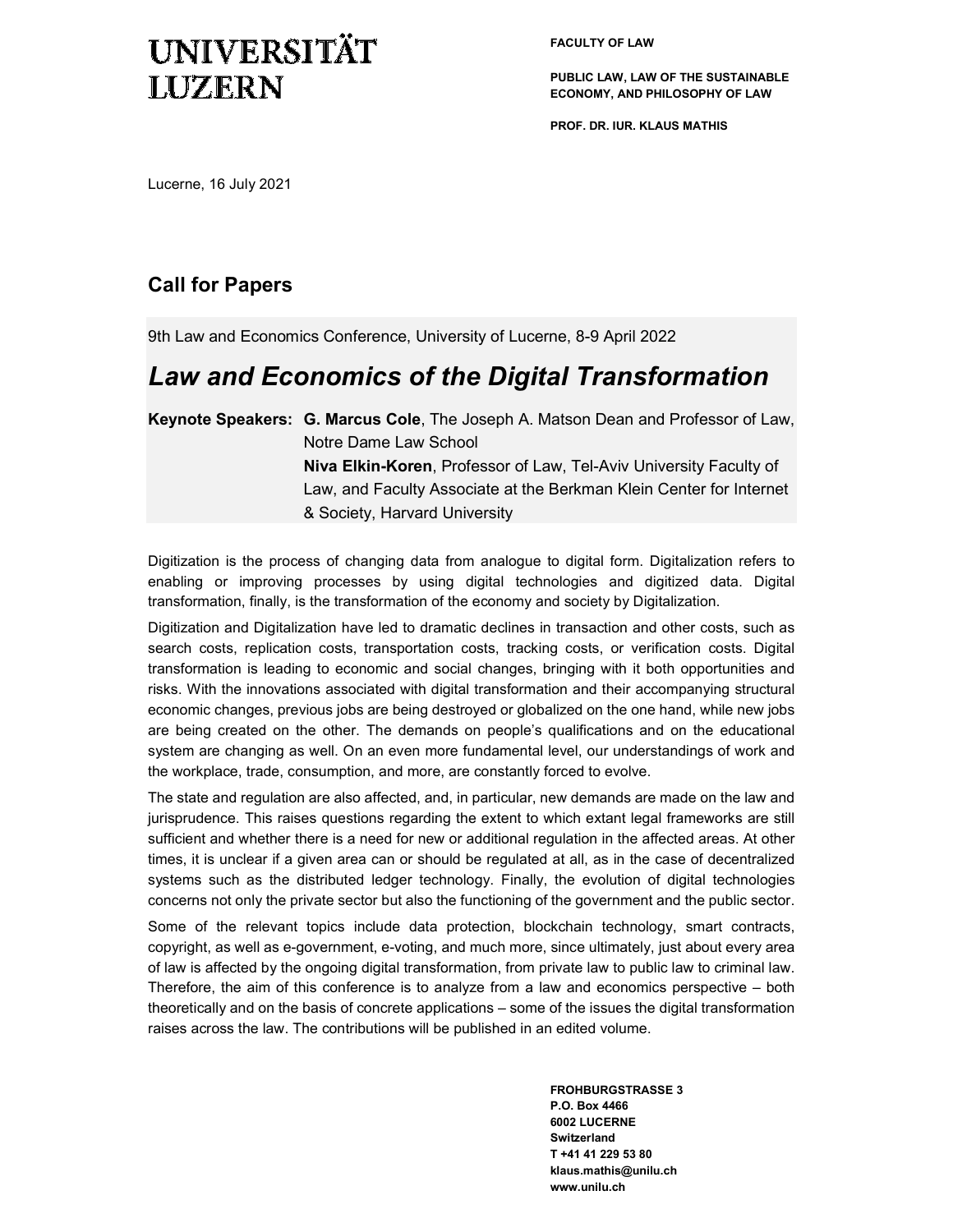**UNIVERSITÄT LUZERN**

**FACULTY OF LAW**

**PUBLIC LAW, LAW OF THE SUSTAINABLE ECONOMY, AND PHILOSOPHY OF LAW**

**PROF. DR. IUR. KLAUS MATHIS**

Lucerne, 16 July 2021

## Call for Papers

9th Law and Economics Conference, University of Lucerne, 8-9 April 2022

# *Law and Economics of the Digital Transformation*

**Keynote Speakers:** **G. Marcus Cole**, The Joseph A. Matson Dean and Professor of Law, Notre Dame Law School
**Niva Elkin-Koren**, Professor of Law, Tel-Aviv University Faculty of Law, and Faculty Associate at the Berkman Klein Center for Internet & Society, Harvard University

Digitization is the process of changing data from analogue to digital form. Digitalization refers to enabling or improving processes by using digital technologies and digitized data. Digital transformation, finally, is the transformation of the economy and society by Digitalization.

Digitization and Digitalization have led to dramatic declines in transaction and other costs, such as search costs, replication costs, transportation costs, tracking costs, or verification costs. Digital transformation is leading to economic and social changes, bringing with it both opportunities and risks. With the innovations associated with digital transformation and their accompanying structural economic changes, previous jobs are being destroyed or globalized on the one hand, while new jobs are being created on the other. The demands on people's qualifications and on the educational system are changing as well. On an even more fundamental level, our understandings of work and the workplace, trade, consumption, and more, are constantly forced to evolve.

The state and regulation are also affected, and, in particular, new demands are made on the law and jurisprudence. This raises questions regarding the extent to which extant legal frameworks are still sufficient and whether there is a need for new or additional regulation in the affected areas. At other times, it is unclear if a given area can or should be regulated at all, as in the case of decentralized systems such as the distributed ledger technology. Finally, the evolution of digital technologies concerns not only the private sector but also the functioning of the government and the public sector.

Some of the relevant topics include data protection, blockchain technology, smart contracts, copyright, as well as e-government, e-voting, and much more, since ultimately, just about every area of law is affected by the ongoing digital transformation, from private law to public law to criminal law. Therefore, the aim of this conference is to analyze from a law and economics perspective – both theoretically and on the basis of concrete applications – some of the issues the digital transformation raises across the law. The contributions will be published in an edited volume.

**FROHBURGSTRASSE 3**
**P.O. Box 4466**
**6002 LUCERNE**
**Switzerland**
**T +41 41 229 53 80**
**klaus.mathis@unilu.ch**
**www.unilu.ch**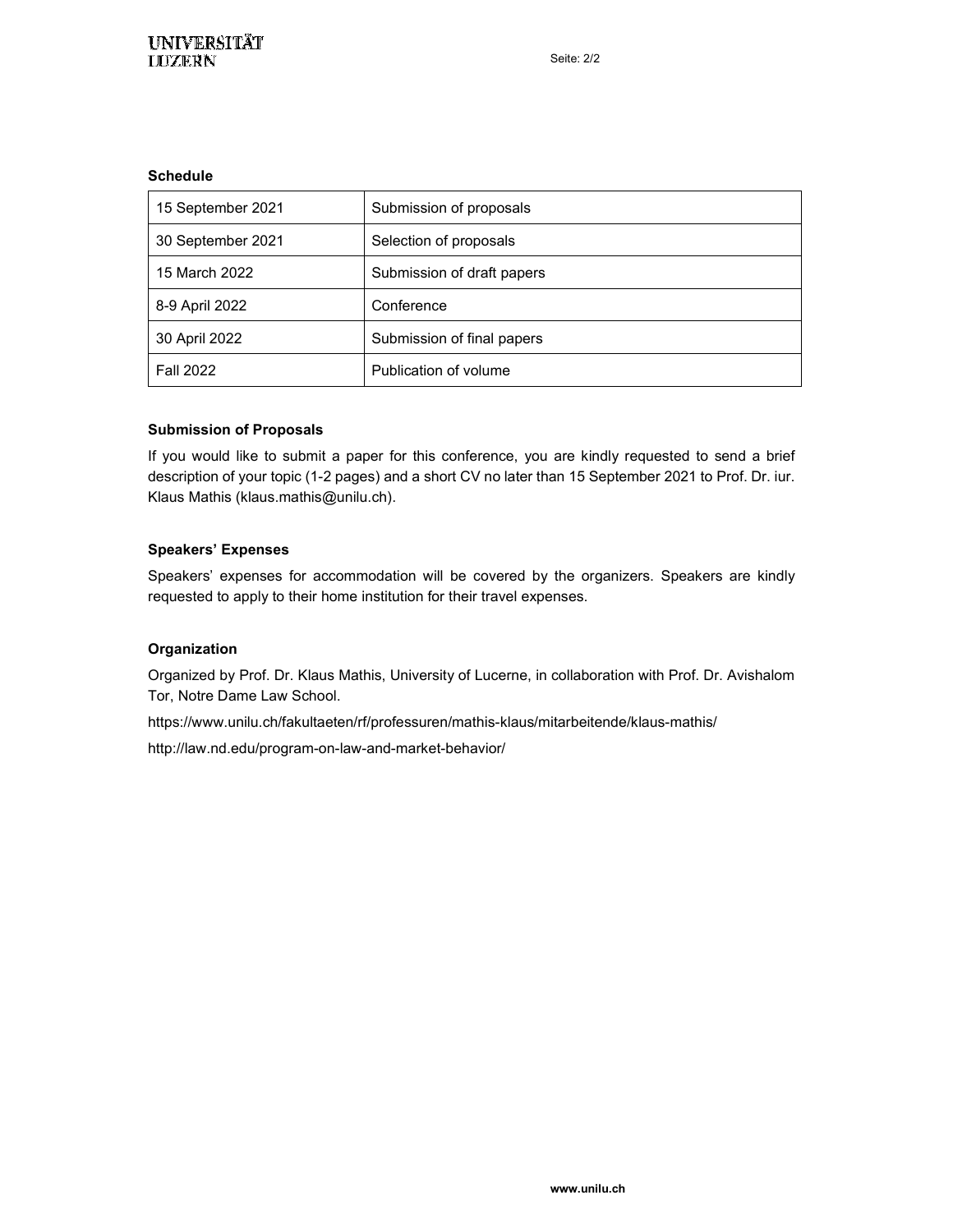**Schedule**

| | |
|---|---|
| 15 September 2021 | Submission of proposals |
| 30 September 2021 | Selection of proposals |
| 15 March 2022 | Submission of draft papers |
| 8-9 April 2022 | Conference |
| 30 April 2022 | Submission of final papers |
| Fall 2022 | Publication of volume |

**Submission of Proposals**

If you would like to submit a paper for this conference, you are kindly requested to send a brief description of your topic (1-2 pages) and a short CV no later than 15 September 2021 to Prof. Dr. iur. Klaus Mathis (klaus.mathis@unilu.ch).

**Speakers' Expenses**

Speakers' expenses for accommodation will be covered by the organizers. Speakers are kindly requested to apply to their home institution for their travel expenses.

**Organization**

Organized by Prof. Dr. Klaus Mathis, University of Lucerne, in collaboration with Prof. Dr. Avishalom Tor, Notre Dame Law School.

https://www.unilu.ch/fakultaeten/rf/professuren/mathis-klaus/mitarbeitende/klaus-mathis/

http://law.nd.edu/program-on-law-and-market-behavior/